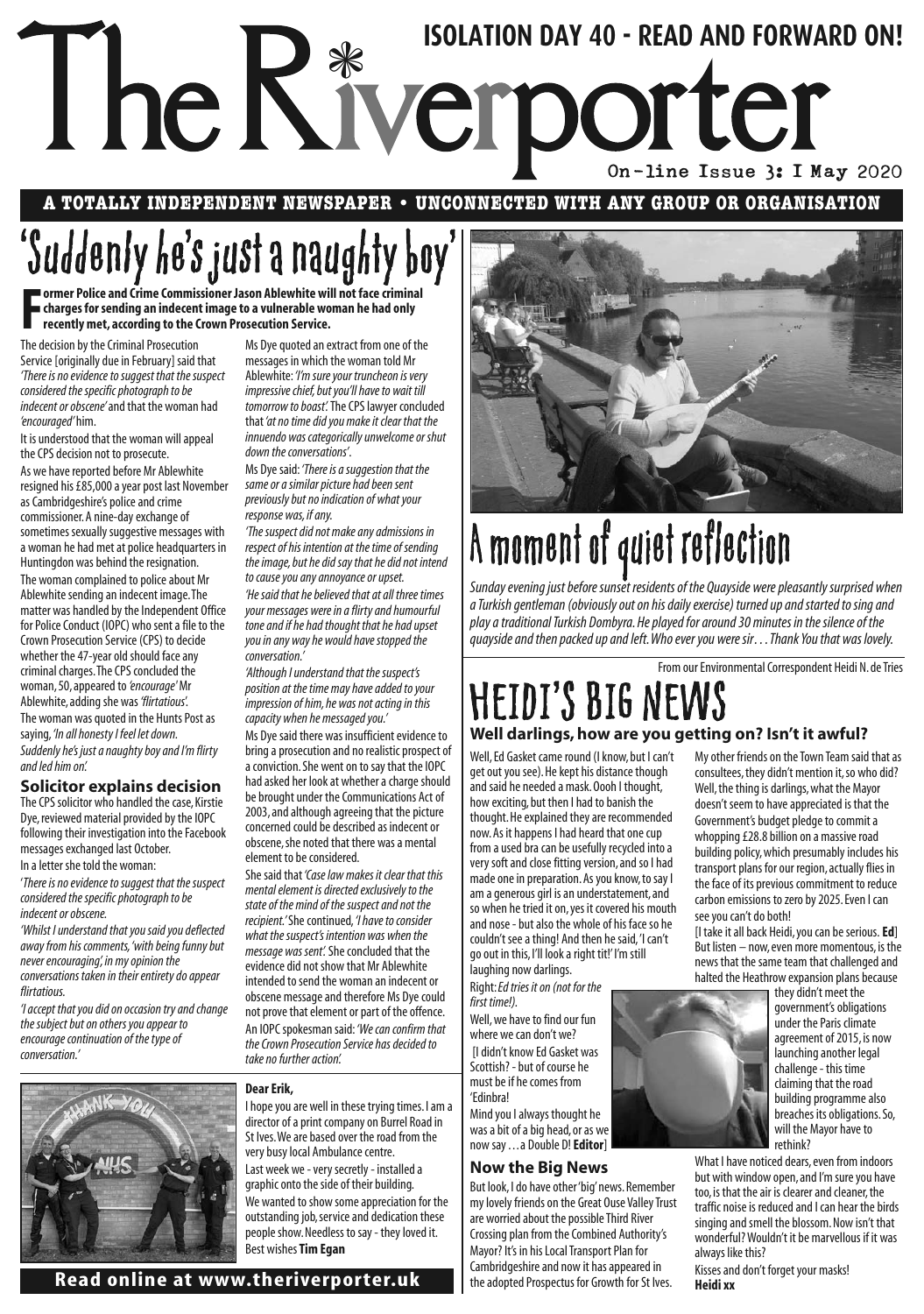# The Riverporter

**ISOLATION DAY 40 - READ AND FORWARD ON!**

On-line Issue 3: 1 May 2020

**A TOTALLY INDEPENDENT NEWSPAPER • UNCONNECTED WITH ANY GROUP OR ORGANISATION**

## 'Suddenly he's just a naughty boy'

**Former Police and Crime Commissioner Jason Ablewhite will not face criminal charges for sending an indecent image to a vulnerable woman he had only recently met, according to the Crown Prosecution Service.**

The decision by the Criminal Prosecution Service [originally due in February] said that *'There is no evidence to suggest that the suspect considered the specific photograph to be indecent or obscene'* and that the woman had *'encouraged'* him.

It is understood that the woman will appeal the CPS decision not to prosecute.

As we have reported before Mr Ablewhite resigned his £85,000 a year post last November as Cambridgeshire's police and crime commissioner. A nine-day exchange of sometimes sexually suggestive messages with a woman he had met at police headquarters in Huntingdon was behind the resignation.

The woman complained to police about Mr Ablewhite sending an indecent image. The matter was handled by the Independent Office for Police Conduct (IOPC) who sent a file to the Crown Prosecution Service (CPS) to decide whether the 47-year old should face any criminal charges. The CPS concluded the woman, 50, appeared to *'encourage'* Mr Ablewhite, adding she was *'flirtatious'*.

The woman was quoted in the Hunts Post as saying, *'In all honesty I feel let down. Suddenly he's just a naughty boy and I'm flirty and led him on'.*

### Solicitor explains decision

The CPS solicitor who handled the case, Kirstie Dye, reviewed material provided by the IOPC following their investigation into the Facebook messages exchanged last October.

In a letter she told the woman:

'*There is no evidence to suggest that the suspect considered the specific photograph to be indecent or obscene.*

*'Whilst I understand that you said you deflected away from his comments, 'with being funny but never encouraging', in my opinion the conversations taken in their entirety do appear flirtatious.*

*'I accept that you did on occasion try and change the subject but on others you appear to encourage continuation of the type of conversation.'*

Ms Dye quoted an extract from one of the messages in which the woman told Mr Ablewhite: *'I'm sure your truncheon is very impressive chief, but you'll have to wait till tomorrow to boast'.* The CPS lawyer concluded that *'at no time did you make it clear that the innuendo was categorically unwelcome or shut down the conversations'*.

Ms Dye said: *'There is a suggestion that the same or a similar picture had been sent previously but no indication of what your response was, if any.*

*'The suspect did not make any admissions in respect of his intention at the time of sending the image, but he did say that he did not intend to cause you any annoyance or upset.*

*'He said that he believed that at all three times your messages were in a flirty and humourful tone and if he had thought that he had upset you in any way he would have stopped the conversation.'*

*'Although I understand that the suspect's position at the time may have added to your impression of him, he was not acting in this capacity when he messaged you.'*

Ms Dye said there was insufficient evidence to bring a prosecution and no realistic prospect of a conviction. She went on to say that the IOPC had asked her look at whether a charge should be brought under the Communications Act of 2003, and although agreeing that the picture concerned could be described as indecent or obscene, she noted that there was a mental element to be considered.

She said that *'Case law makes it clear that this mental element is directed exclusively to the state of the mind of the suspect and not the recipient.'* She continued, *'I have to consider what the suspect's intention was when the message was sent'.* She concluded that the evidence did not show that Mr Ablewhite intended to send the woman an indecent or obscene message and therefore Ms Dye could not prove that element or part of the offence.

An IOPC spokesman said: *'We can confirm that the Crown Prosecution Service has decided to take no further action'.*

**Dear Erik,**

I hope you are well in these trying times. I am a director of a print company on Burrel Road in St Ives. We are based over the road from the very busy local Ambulance centre.

Last week we - very secretly - installed a graphic onto the side of their building.

We wanted to show some appreciation for the outstanding job, service and dedication these people show. Needless to say - they loved it.

Best wishes **Tim Egan**

## A moment of quiet reflection

*Sunday evening just before sunset residents of the Quayside were pleasantly surprised when a Turkish gentleman (obviously out on his daily exercise) turned up and started to sing and play a traditional Turkish Dombyra. He played for around 30 minutes in the silence of the quayside and then packed up and left. Who ever you were sir… Thank You that was lovely.*

From our Environmental Correspondent Heidi N. de Tries

## HEIDI'S BIG NEWS

### Well darlings, how are you getting on? Isn't it awful?

Well, Ed Gasket came round (I know, but I can't get out you see). He kept his distance though and said he needed a mask. Oooh I thought, how exciting, but then I had to banish the thought. He explained they are recommended now. As it happens I had heard that one cup from a used bra can be usefully recycled into a very soft and close fitting version, and so I had made one in preparation. As you know, to say I am a generous girl is an understatement, and so when he tried it on, yes it covered his mouth and nose - but also the whole of his face so he couldn't see a thing! And then he said, 'I can't go out in this, I'll look a right tit!' I'm still laughing now darlings.

Right: *Ed tries it on (not for the first time!).*

Well, we have to find our fun where we can don't we?

[I didn't know Ed Gasket was Scottish? - but of course he must be if he comes from 'Edinbra!

Mind you I always thought he was a bit of a big head, or as we now say … a Double D! **Editor**]

### Now the Big News

But look, I do have other 'big' news. Remember my lovely friends on the Great Ouse Valley Trust are worried about the possible Third River Crossing plan from the Combined Authority's Mayor? It's in his Local Transport Plan for Cambridgeshire and now it has appeared in the adopted Prospectus for Growth for St Ives.

My other friends on the Town Team said that as consultees, they didn't mention it, so who did? Well, the thing is darlings, what the Mayor doesn't seem to have appreciated is that the Government's budget pledge to commit a whopping £28.8 billion on a massive road building policy, which presumably includes his transport plans for our region, actually flies in the face of its previous commitment to reduce carbon emissions to zero by 2025. Even I can see you can't do both!

[I take it all back Heidi, you can be serious. **Ed**]

But listen – now, even more momentous, is the news that the same team that challenged and halted the Heathrow expansion plans because they didn't meet the government's obligations under the Paris climate agreement of 2015, is now launching another legal challenge - this time claiming that the road building programme also breaches its obligations. So, will the Mayor have to rethink?

What I have noticed dears, even from indoors but with window open, and I'm sure you have too, is that the air is clearer and cleaner, the traffic noise is reduced and I can hear the birds singing and smell the blossom. Now isn't that wonderful? Wouldn't it be marvellous if it was always like this?

Kisses and don't forget your masks!

**Heidi xx**

**Read online at www.theriverporter.uk**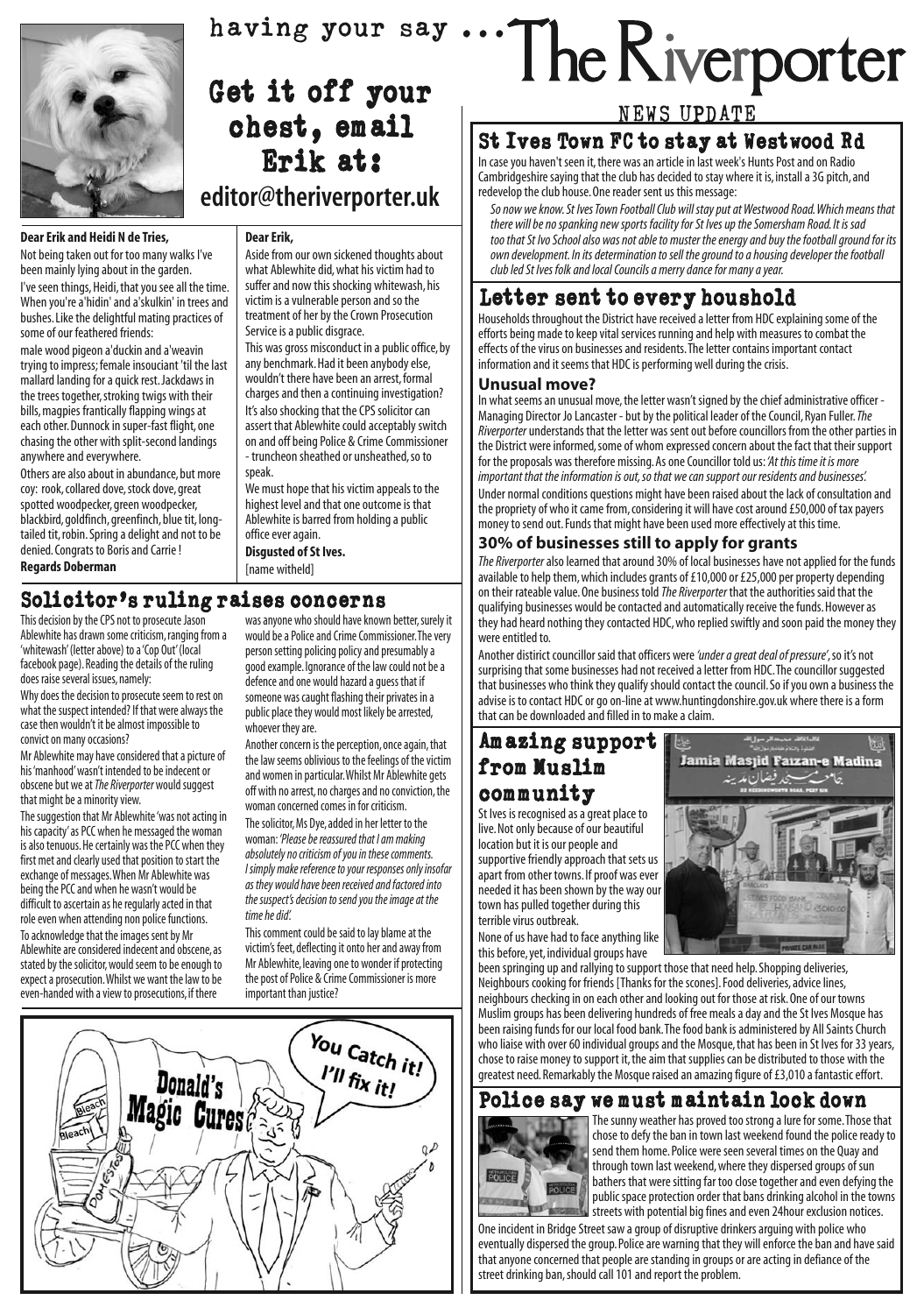having your say ...

# Get it off your chest, email Erik at:

**editor@theriverporter.uk**

**Dear Erik and Heidi N de Tries,**

Not being taken out for too many walks I've been mainly lying about in the garden.

I've seen things, Heidi, that you see all the time. When you're a'hidin' and a'skulkin' in trees and bushes. Like the delightful mating practices of some of our feathered friends:

male wood pigeon a'duckin and a'weavin trying to impress; female insouciant 'til the last mallard landing for a quick rest. Jackdaws in the trees together, stroking twigs with their bills, magpies frantically flapping wings at each other. Dunnock in super-fast flight, one chasing the other with split-second landings anywhere and everywhere.

Others are also about in abundance, but more coy: rook, collared dove, stock dove, great spotted woodpecker, green woodpecker, blackbird, goldfinch, greenfinch, blue tit, long-tailed tit, robin. Spring a delight and not to be denied. Congrats to Boris and Carrie !

**Regards Doberman**

**Dear Erik,**

Aside from our own sickened thoughts about what Ablewhite did, what his victim had to suffer and now this shocking whitewash, his victim is a vulnerable person and so the treatment of her by the Crown Prosecution Service is a public disgrace.

This was gross misconduct in a public office, by any benchmark. Had it been anybody else, wouldn't there have been an arrest, formal charges and then a continuing investigation?

It's also shocking that the CPS solicitor can assert that Ablewhite could acceptably switch on and off being Police & Crime Commissioner - truncheon sheathed or unsheathed, so to speak.

We must hope that his victim appeals to the highest level and that one outcome is that Ablewhite is barred from holding a public office ever again.

**Disgusted of St Ives.**

[name witheld]

## Solicitor's ruling raises concerns

This decision by the CPS not to prosecute Jason Ablewhite has drawn some criticism, ranging from a 'whitewash' (letter above) to a 'Cop Out' (local facebook page). Reading the details of the ruling does raise several issues, namely:

Why does the decision to prosecute seem to rest on what the suspect intended? If that were always the case then wouldn't it be almost impossible to convict on many occasions?

Mr Ablewhite may have considered that a picture of his 'manhood' wasn't intended to be indecent or obscene but we at *The Riverporter* would suggest that might be a minority view.

The suggestion that Mr Ablewhite 'was not acting in his capacity' as PCC when he messaged the woman is also tenuous. He certainly was the PCC when they first met and clearly used that position to start the exchange of messages. When Mr Ablewhite was being the PCC and when he wasn't would be difficult to ascertain as he regularly acted in that role even when attending non police functions.

To acknowledge that the images sent by Mr Ablewhite are considered indecent and obscene, as stated by the solicitor, would seem to be enough to expect a prosecution. Whilst we want the law to be even-handed with a view to prosecutions, if there was anyone who should have known better, surely it would be a Police and Crime Commissioner. The very person setting policing policy and presumably a good example. Ignorance of the law could not be a defence and one would hazard a guess that if someone was caught flashing their privates in a public place they would most likely be arrested, whoever they are.

Another concern is the perception, once again, that the law seems oblivious to the feelings of the victim and women in particular. Whilst Mr Ablewhite gets off with no arrest, no charges and no conviction, the woman concerned comes in for criticism.

The solicitor, Ms Dye, added in her letter to the woman: *'Please be reassured that I am making absolutely no criticism of you in these comments. I simply make reference to your responses only insofar as they would have been received and factored into the suspect's decision to send you the image at the time he did'.*

This comment could be said to lay blame at the victim's feet, deflecting it onto her and away from Mr Ablewhite, leaving one to wonder if protecting the post of Police & Crime Commissioner is more important than justice?

Donald's Magic Cures
Bleach
Bleach
Domestos
You Catch it! I'll fix it!

# The Riverporter

NEWS UPDATE

## St Ives Town FC to stay at Westwood Rd

In case you haven't seen it, there was an article in last week's Hunts Post and on Radio Cambridgeshire saying that the club has decided to stay where it is, install a 3G pitch, and redevelop the club house. One reader sent us this message:

*So now we know. St Ives Town Football Club will stay put at Westwood Road. Which means that there will be no spanking new sports facility for St Ives up the Somersham Road. It is sad too that St Ivo School also was not able to muster the energy and buy the football ground for its own development. In its determination to sell the ground to a housing developer the football club led St Ives folk and local Councils a merry dance for many a year.*

## Letter sent to every houshold

Households throughout the District have received a letter from HDC explaining some of the efforts being made to keep vital services running and help with measures to combat the effects of the virus on businesses and residents. The letter contains important contact information and it seems that HDC is performing well during the crisis.

### Unusual move?

In what seems an unusual move, the letter wasn't signed by the chief administrative officer - Managing Director Jo Lancaster - but by the political leader of the Council, Ryan Fuller. *The Riverporter* understands that the letter was sent out before councillors from the other parties in the District were informed, some of whom expressed concern about the fact that their support for the proposals was therefore missing. As one Councillor told us: *'At this time it is more important that the information is out, so that we can support our residents and businesses'.*

Under normal conditions questions might have been raised about the lack of consultation and the propriety of who it came from, considering it will have cost around £50,000 of tax payers money to send out. Funds that might have been used more effectively at this time.

### 30% of businesses still to apply for grants

*The Riverporter* also learned that around 30% of local businesses have not applied for the funds available to help them, which includes grants of £10,000 or £25,000 per property depending on their rateable value. One business told *The Riverporter* that the authorities said that the qualifying businesses would be contacted and automatically receive the funds. However as they had heard nothing they contacted HDC, who replied swiftly and soon paid the money they were entitled to.

Another distirict councillor said that officers were *'under a great deal of pressure'*, so it's not surprising that some businesses had not received a letter from HDC. The councillor suggested that businesses who think they qualify should contact the council. So if you own a business the advise is to contact HDC or go on-line at www.huntingdonshire.gov.uk where there is a form that can be downloaded and filled in to make a claim.

## Amazing support from Muslim community

St Ives is recognised as a great place to live. Not only because of our beautiful location but it is our people and supportive friendly approach that sets us apart from other towns. If proof was ever needed it has been shown by the way our town has pulled together during this terrible virus outbreak.

None of us have had to face anything like this before, yet, individual groups have been springing up and rallying to support those that need help. Shopping deliveries, Neighbours cooking for friends [Thanks for the scones]. Food deliveries, advice lines, neighbours checking in on each other and looking out for those at risk. One of our towns Muslim groups has been delivering hundreds of free meals a day and the St Ives Mosque has been raising funds for our local food bank. The food bank is administered by All Saints Church who liaise with over 60 individual groups and the Mosque, that has been in St Ives for 33 years, chose to raise money to support it, the aim that supplies can be distributed to those with the greatest need. Remarkably the Mosque raised an amazing figure of £3,010 a fantastic effort.

## Police say we must maintain lock down

The sunny weather has proved too strong a lure for some. Those that chose to defy the ban in town last weekend found the police ready to send them home. Police were seen several times on the Quay and through town last weekend, where they dispersed groups of sun bathers that were sitting far too close together and even defying the public space protection order that bans drinking alcohol in the towns streets with potential big fines and even 24hour exclusion notices.

One incident in Bridge Street saw a group of disruptive drinkers arguing with police who eventually dispersed the group. Police are warning that they will enforce the ban and have said that anyone concerned that people are standing in groups or are acting in defiance of the street drinking ban, should call 101 and report the problem.